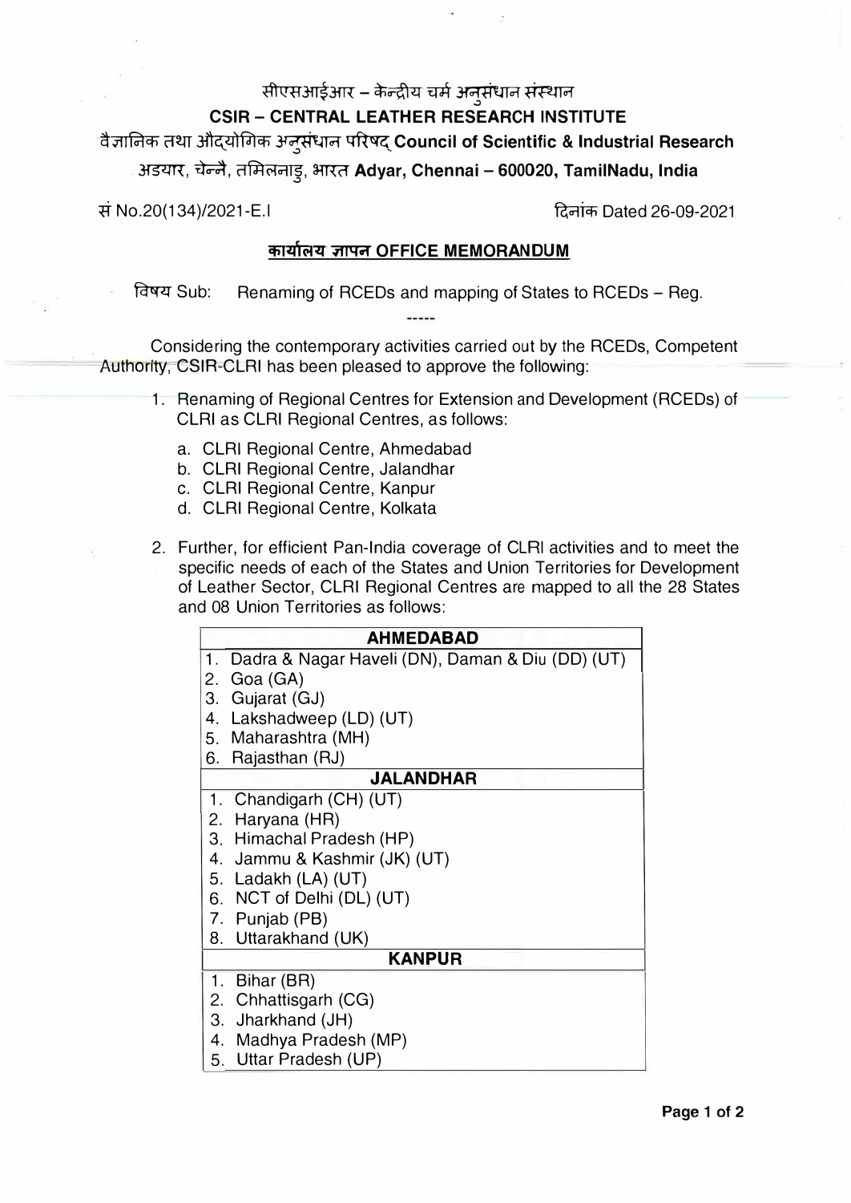सीएसआईआर – केन्द्रीय चर्म अनुसंधान संस्थान

**CSIR – CENTRAL LEATHER RESEARCH INSTITUTE**

वैज्ञानिक तथा औद्योगिक अनुसंधान परिषद् **Council of Scientific & Industrial Research**

अडयार, चेन्नै, तमिलनाडु, भारत **Adyar, Chennai – 600020, TamilNadu, India**

सं No.20(134)/2021-E.I — दिनांक Dated 26-09-2021

## कार्यालय ज्ञापन OFFICE MEMORANDUM

विषय Sub: Renaming of RCEDs and mapping of States to RCEDs – Reg.

-----

Considering the contemporary activities carried out by the RCEDs, Competent Authority, CSIR-CLRI has been pleased to approve the following:

1. Renaming of Regional Centres for Extension and Development (RCEDs) of CLRI as CLRI Regional Centres, as follows:
   a. CLRI Regional Centre, Ahmedabad
   b. CLRI Regional Centre, Jalandhar
   c. CLRI Regional Centre, Kanpur
   d. CLRI Regional Centre, Kolkata

2. Further, for efficient Pan-India coverage of CLRI activities and to meet the specific needs of each of the States and Union Territories for Development of Leather Sector, CLRI Regional Centres are mapped to all the 28 States and 08 Union Territories as follows:

| AHMEDABAD |
|---|
| 1. Dadra & Nagar Haveli (DN), Daman & Diu (DD) (UT) |
| 2. Goa (GA) |
| 3. Gujarat (GJ) |
| 4. Lakshadweep (LD) (UT) |
| 5. Maharashtra (MH) |
| 6. Rajasthan (RJ) |
| **JALANDHAR** |
| 1. Chandigarh (CH) (UT) |
| 2. Haryana (HR) |
| 3. Himachal Pradesh (HP) |
| 4. Jammu & Kashmir (JK) (UT) |
| 5. Ladakh (LA) (UT) |
| 6. NCT of Delhi (DL) (UT) |
| 7. Punjab (PB) |
| 8. Uttarakhand (UK) |
| **KANPUR** |
| 1. Bihar (BR) |
| 2. Chhattisgarh (CG) |
| 3. Jharkhand (JH) |
| 4. Madhya Pradesh (MP) |
| 5. Uttar Pradesh (UP) |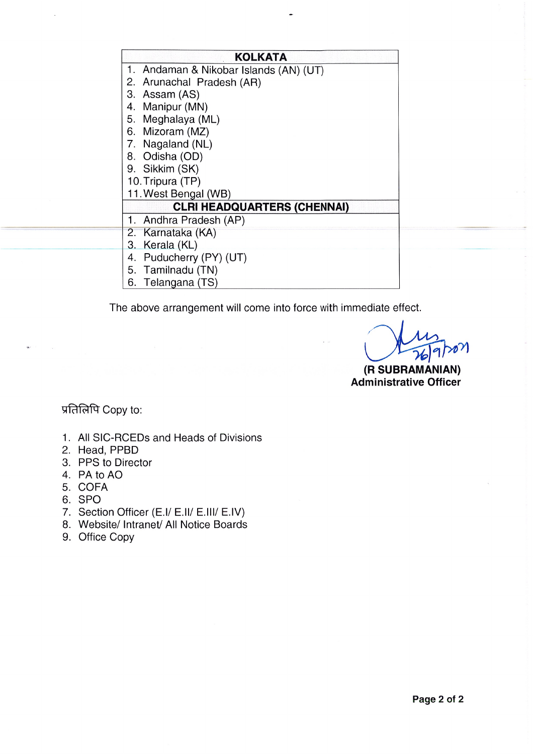| KOLKATA |
| --- |
| 1. Andaman & Nikobar Islands (AN) (UT) |
| 2. Arunachal Pradesh (AR) |
| 3. Assam (AS) |
| 4. Manipur (MN) |
| 5. Meghalaya (ML) |
| 6. Mizoram (MZ) |
| 7. Nagaland (NL) |
| 8. Odisha (OD) |
| 9. Sikkim (SK) |
| 10. Tripura (TP) |
| 11. West Bengal (WB) |
| **CLRI HEADQUARTERS (CHENNAI)** |
| 1. Andhra Pradesh (AP) |
| 2. Karnataka (KA) |
| 3. Kerala (KL) |
| 4. Puducherry (PY) (UT) |
| 5. Tamilnadu (TN) |
| 6. Telangana (TS) |

The above arrangement will come into force with immediate effect.

26/9/2021

**(R SUBRAMANIAN)**
**Administrative Officer**

प्रतिलिपि Copy to:

1. All SIC-RCEDs and Heads of Divisions
2. Head, PPBD
3. PPS to Director
4. PA to AO
5. COFA
6. SPO
7. Section Officer (E.I/ E.II/ E.III/ E.IV)
8. Website/ Intranet/ All Notice Boards
9. Office Copy